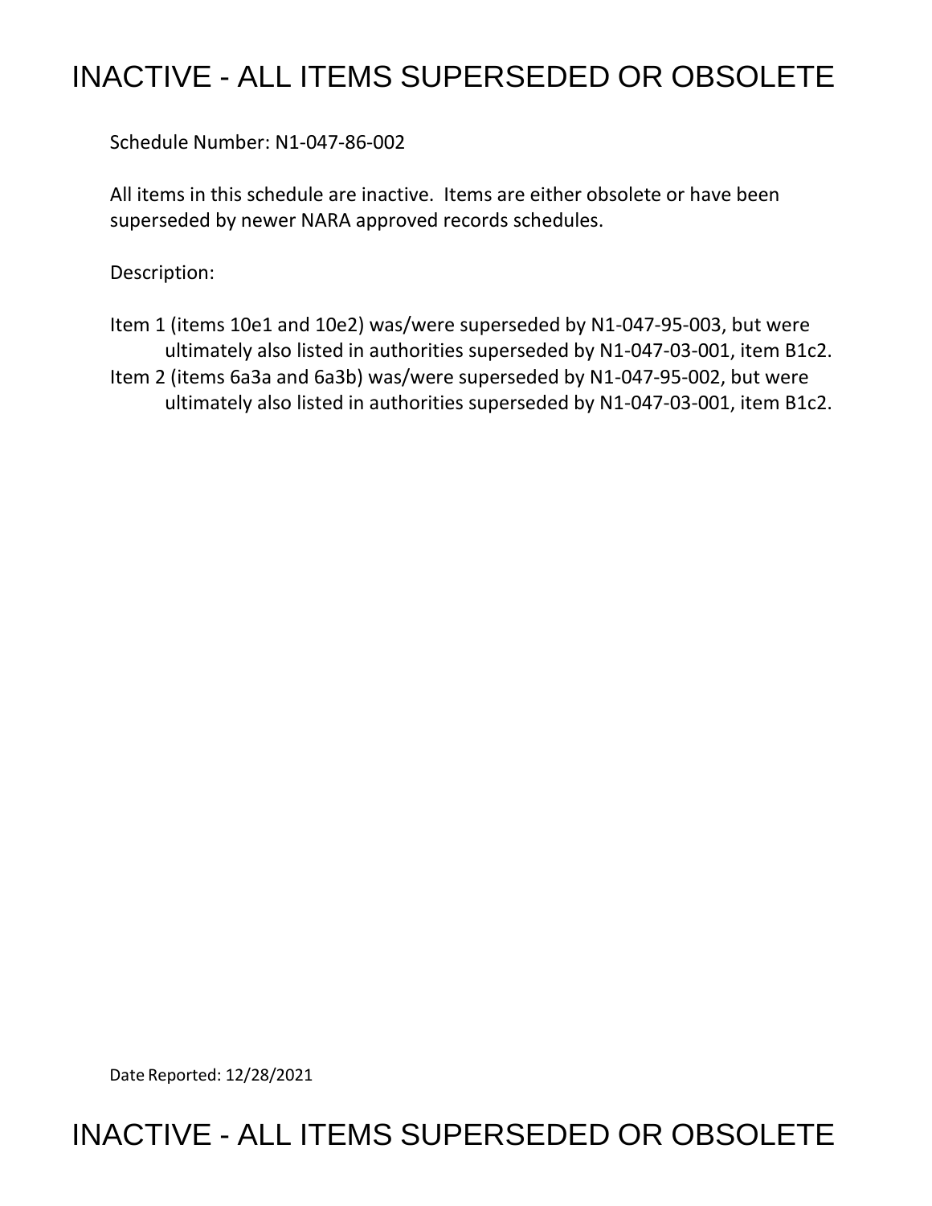# INACTIVE - ALL ITEMS SUPERSEDED OR OBSOLETE

Schedule Number: N1-047-86-002

All items in this schedule are inactive. Items are either obsolete or have been superseded by newer NARA approved records schedules.

Description:

Item 1 (items 10e1 and 10e2) was/were superseded by N1-047-95-003, but were ultimately also listed in authorities superseded by N1-047-03-001, item B1c2.

Item 2 (items 6a3a and 6a3b) was/were superseded by N1-047-95-002, but were ultimately also listed in authorities superseded by N1-047-03-001, item B1c2.

Date Reported: 12/28/2021

# INACTIVE - ALL ITEMS SUPERSEDED OR OBSOLETE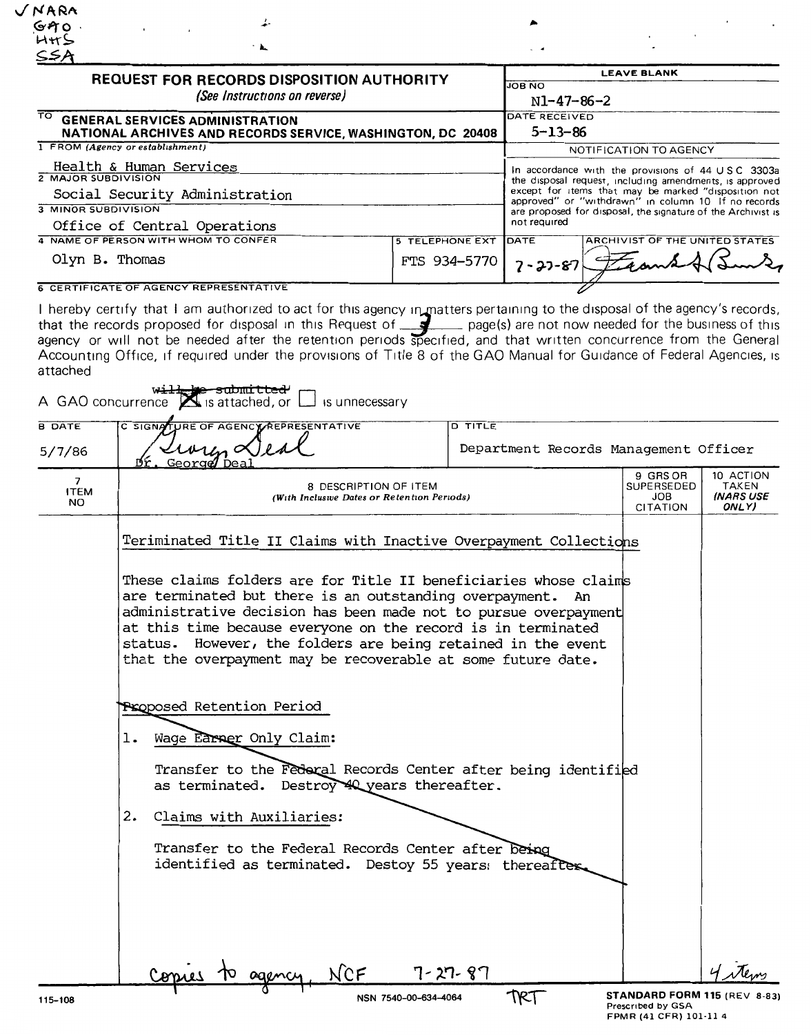✓NARA
GAO
HHS
SSA

# REQUEST FOR RECORDS DISPOSITION AUTHORITY

*(See Instructions on reverse)*

| LEAVE BLANK | |
|---|---|
| JOB NO | N1-47-86-2 |
| DATE RECEIVED | 5-13-86 |

TO **GENERAL SERVICES ADMINISTRATION NATIONAL ARCHIVES AND RECORDS SERVICE, WASHINGTON, DC 20408**

1 FROM *(Agency or establishment)*
Health & Human Services

2 MAJOR SUBDIVISION
Social Security Administration

3 MINOR SUBDIVISION
Office of Central Operations

4 NAME OF PERSON WITH WHOM TO CONFER
Olyn B. Thomas

5 TELEPHONE EXT
FTS 934-5770

NOTIFICATION TO AGENCY

In accordance with the provisions of 44 U S C 3303a the disposal request, including amendments, is approved except for items that may be marked "disposition not approved" or "withdrawn" in column 10 If no records are proposed for disposal, the signature of the Archivist is not required

DATE: 7-27-87
ARCHIVIST OF THE UNITED STATES: [signature]

6 CERTIFICATE OF AGENCY REPRESENTATIVE

I hereby certify that I am authorized to act for this agency in matters pertaining to the disposal of the agency's records, that the records proposed for disposal in this Request of 3 page(s) are not now needed for the business of this agency or will not be needed after the retention periods specified, and that written concurrence from the General Accounting Office, if required under the provisions of Title 8 of the GAO Manual for Guidance of Federal Agencies, is attached

A GAO concurrence ~~will be submitted~~ ☒ is attached, or ☐ is unnecessary

| B DATE | C SIGNATURE OF AGENCY REPRESENTATIVE | D TITLE |
|---|---|---|
| 5/7/86 | [signature] Dr. George Deal | Department Records Management Officer |

| 7 ITEM NO | 8 DESCRIPTION OF ITEM *(With Inclusive Dates or Retention Periods)* | 9 GRS OR SUPERSEDED JOB CITATION | 10 ACTION TAKEN *(NARS USE ONLY)* |
|---|---|---|---|
| | Teriminated Title II Claims with Inactive Overpayment Collections | | |

These claims folders are for Title II beneficiaries whose claims are terminated but there is an outstanding overpayment. An administrative decision has been made not to pursue overpayment at this time because everyone on the record is in terminated status. However, the folders are being retained in the event that the overpayment may be recoverable at some future date.

~~Proposed Retention Period~~

1. ~~Wage Earner Only Claim:~~

   ~~Transfer to the Federal Records Center after being identified as terminated. Destroy 40 years thereafter.~~

2. ~~Claims with Auxiliaries:~~

   ~~Transfer to the Federal Records Center after being identified as terminated. Destoy 55 years thereafter.~~

Copies to agency, NCF 7-27-87

4 items

TRT

115-108 NSN 7540-00-634-4064 **STANDARD FORM 115** (REV 8-83) Prescribed by GSA FPMR (41 CFR) 101-11 4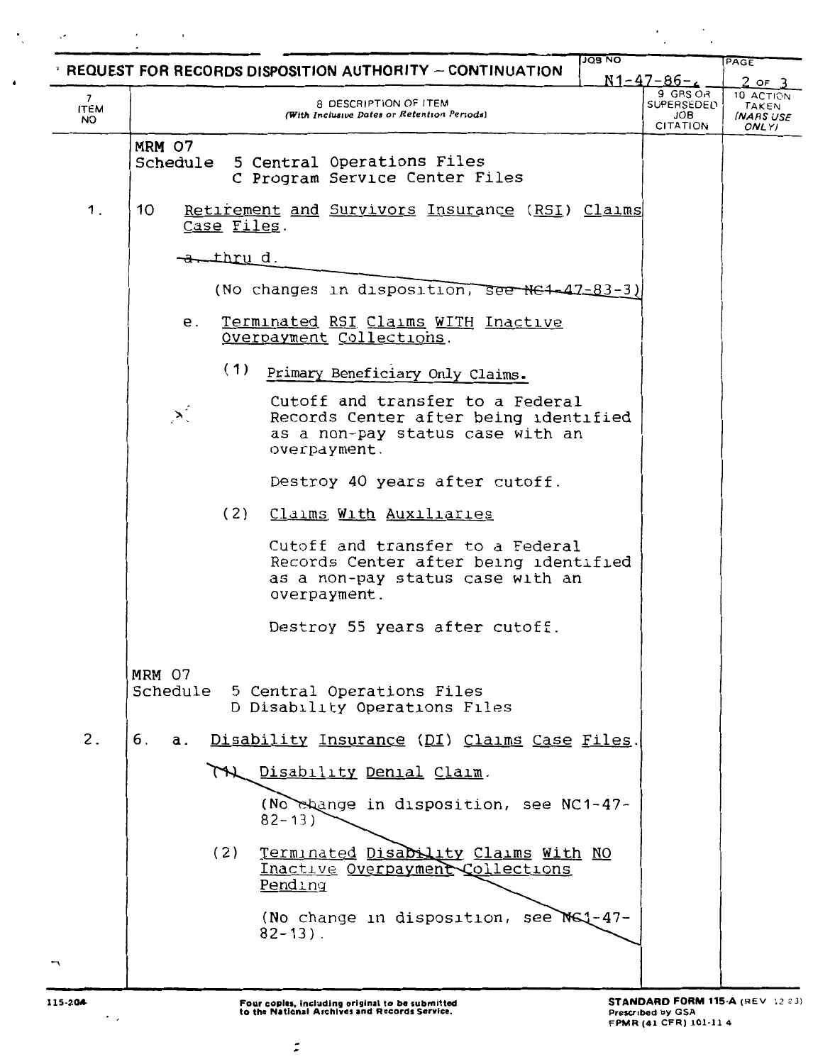# REQUEST FOR RECORDS DISPOSITION AUTHORITY – CONTINUATION

JOB NO: N1-47-86-

| 7 ITEM NO | 8 DESCRIPTION OF ITEM (With Inclusive Dates or Retention Periods) | 9 GRS OR SUPERSEDED JOB CITATION | 10 ACTION TAKEN (NARS USE ONLY) |
|---|---|---|---|
| | MRM 07 Schedule 5 Central Operations Files C Program Service Center Files | | |
| 1. | 10 Retirement and Survivors Insurance (RSI) Claims Case Files. | | |
| | a. thru d. (No changes in disposition, see NC1-47-83-3) | | |
| | e. Terminated RSI Claims WITH Inactive Overpayment Collections. | | |
| | (1) Primary Beneficiary Only Claims. Cutoff and transfer to a Federal Records Center after being identified as a non-pay status case with an overpayment. Destroy 40 years after cutoff. | | |
| | (2) Claims With Auxiliaries. Cutoff and transfer to a Federal Records Center after being identified as a non-pay status case with an overpayment. Destroy 55 years after cutoff. | | |
| | MRM 07 Schedule 5 Central Operations Files D Disability Operations Files | | |
| 2. | 6. a. Disability Insurance (DI) Claims Case Files. | | |
| | (1) Disability Denial Claim. (No change in disposition, see NC1-47-82-13) | | |
| | (2) Terminated Disability Claims With NO Inactive Overpayment Collections Pending (No change in disposition, see NC1-47-82-13). | | |

115-204

Four copies, including original to be submitted to the National Archives and Records Service.

STANDARD FORM 115-A (REV 12 83)
Prescribed by GSA
FPMR (41 CFR) 101-11 4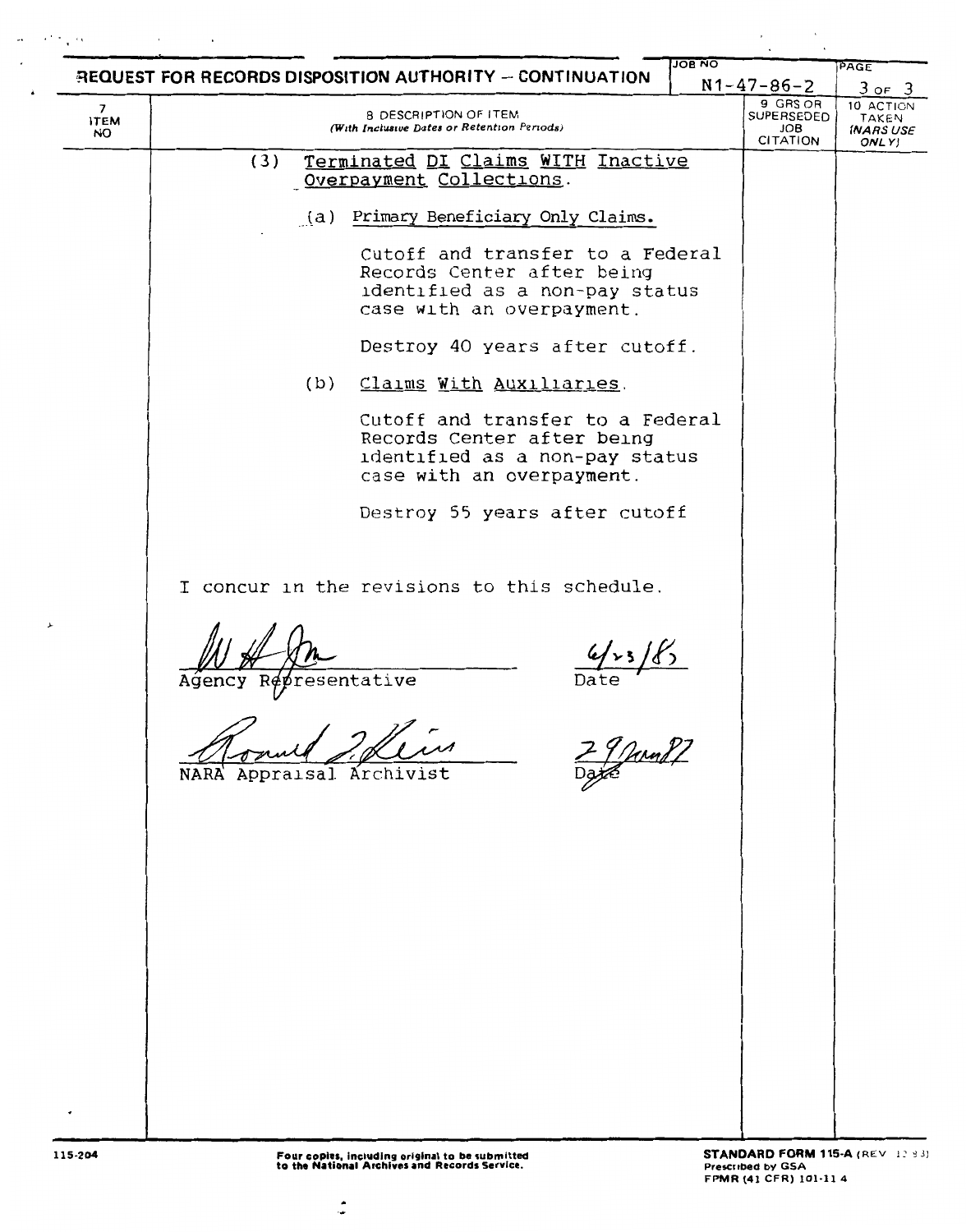# REQUEST FOR RECORDS DISPOSITION AUTHORITY — CONTINUATION

JOB NO: N1-47-86-2

| 7 ITEM NO | 8 DESCRIPTION OF ITEM (With Inclusive Dates or Retention Periods) | 9 GRS OR SUPERSEDED JOB CITATION | 10 ACTION TAKEN (NARS USE ONLY) |
|---|---|---|---|
| | (3) Terminated DI Claims WITH Inactive Overpayment Collections. | | |
| | (a) Primary Beneficiary Only Claims. | | |
| | Cutoff and transfer to a Federal Records Center after being identified as a non-pay status case with an overpayment. | | |
| | Destroy 40 years after cutoff. | | |
| | (b) Claims With Auxiliaries. | | |
| | Cutoff and transfer to a Federal Records Center after being identified as a non-pay status case with an overpayment. | | |
| | Destroy 55 years after cutoff | | |

I concur in the revisions to this schedule.

Agency Representative — Date: 6/23/87

NARA Appraisal Archivist — Date: 29 Jun 87

115-204

Four copies, including original to be submitted to the National Archives and Records Service.

STANDARD FORM 115-A (REV 12 83)
Prescribed by GSA
FPMR (41 CFR) 101-11 4